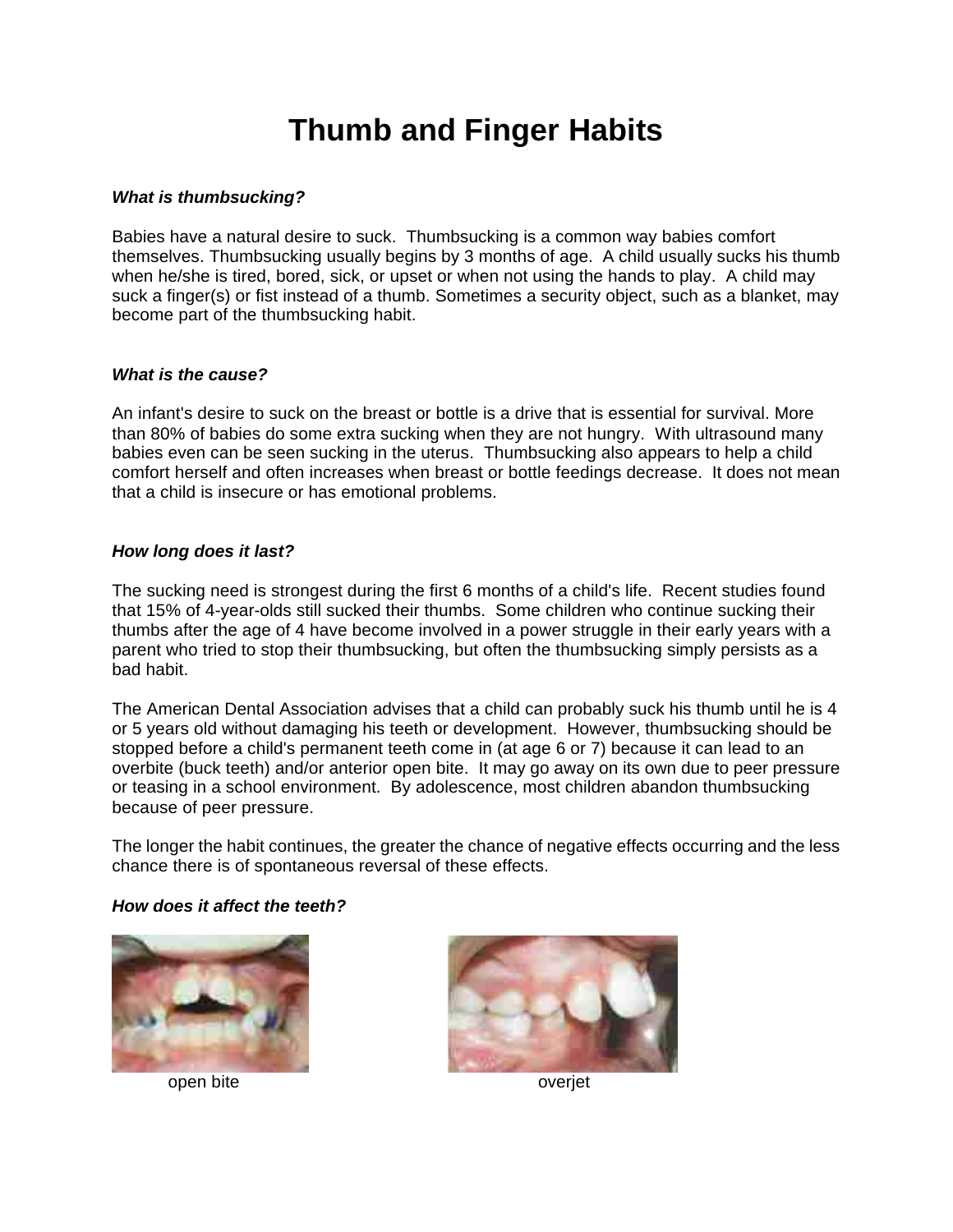# Thumb and Finger Habits

***What is thumbsucking?***

Babies have a natural desire to suck. Thumbsucking is a common way babies comfort themselves. Thumbsucking usually begins by 3 months of age. A child usually sucks his thumb when he/she is tired, bored, sick, or upset or when not using the hands to play. A child may suck a finger(s) or fist instead of a thumb. Sometimes a security object, such as a blanket, may become part of the thumbsucking habit.

***What is the cause?***

An infant's desire to suck on the breast or bottle is a drive that is essential for survival. More than 80% of babies do some extra sucking when they are not hungry. With ultrasound many babies even can be seen sucking in the uterus. Thumbsucking also appears to help a child comfort herself and often increases when breast or bottle feedings decrease. It does not mean that a child is insecure or has emotional problems.

***How long does it last?***

The sucking need is strongest during the first 6 months of a child's life. Recent studies found that 15% of 4-year-olds still sucked their thumbs. Some children who continue sucking their thumbs after the age of 4 have become involved in a power struggle in their early years with a parent who tried to stop their thumbsucking, but often the thumbsucking simply persists as a bad habit.

The American Dental Association advises that a child can probably suck his thumb until he is 4 or 5 years old without damaging his teeth or development. However, thumbsucking should be stopped before a child's permanent teeth come in (at age 6 or 7) because it can lead to an overbite (buck teeth) and/or anterior open bite. It may go away on its own due to peer pressure or teasing in a school environment. By adolescence, most children abandon thumbsucking because of peer pressure.

The longer the habit continues, the greater the chance of negative effects occurring and the less chance there is of spontaneous reversal of these effects.

***How does it affect the teeth?***

open bite

overjet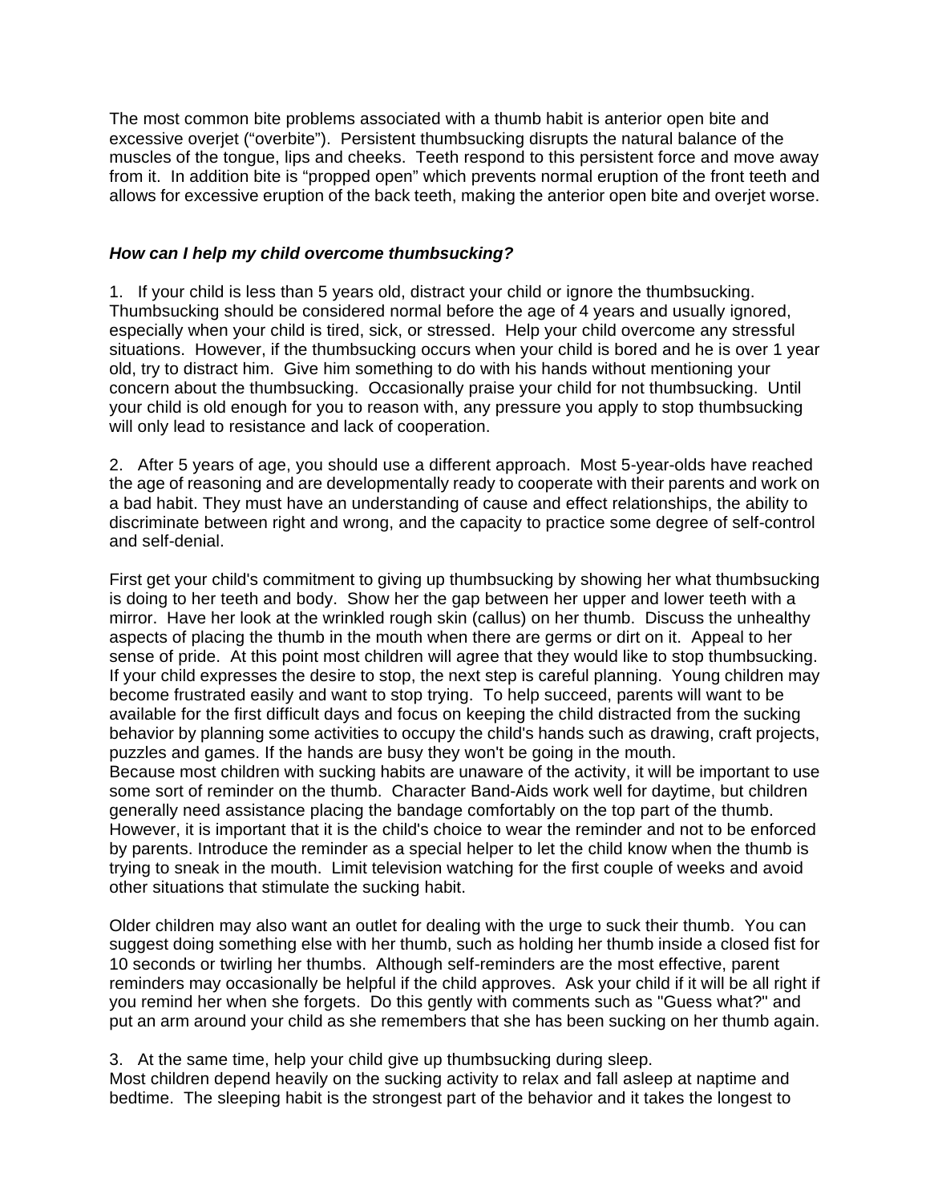The most common bite problems associated with a thumb habit is anterior open bite and excessive overjet ("overbite"). Persistent thumbsucking disrupts the natural balance of the muscles of the tongue, lips and cheeks. Teeth respond to this persistent force and move away from it. In addition bite is "propped open" which prevents normal eruption of the front teeth and allows for excessive eruption of the back teeth, making the anterior open bite and overjet worse.

***How can I help my child overcome thumbsucking?***

1. If your child is less than 5 years old, distract your child or ignore the thumbsucking. Thumbsucking should be considered normal before the age of 4 years and usually ignored, especially when your child is tired, sick, or stressed. Help your child overcome any stressful situations. However, if the thumbsucking occurs when your child is bored and he is over 1 year old, try to distract him. Give him something to do with his hands without mentioning your concern about the thumbsucking. Occasionally praise your child for not thumbsucking. Until your child is old enough for you to reason with, any pressure you apply to stop thumbsucking will only lead to resistance and lack of cooperation.

2. After 5 years of age, you should use a different approach. Most 5-year-olds have reached the age of reasoning and are developmentally ready to cooperate with their parents and work on a bad habit. They must have an understanding of cause and effect relationships, the ability to discriminate between right and wrong, and the capacity to practice some degree of self-control and self-denial.

First get your child's commitment to giving up thumbsucking by showing her what thumbsucking is doing to her teeth and body. Show her the gap between her upper and lower teeth with a mirror. Have her look at the wrinkled rough skin (callus) on her thumb. Discuss the unhealthy aspects of placing the thumb in the mouth when there are germs or dirt on it. Appeal to her sense of pride. At this point most children will agree that they would like to stop thumbsucking. If your child expresses the desire to stop, the next step is careful planning. Young children may become frustrated easily and want to stop trying. To help succeed, parents will want to be available for the first difficult days and focus on keeping the child distracted from the sucking behavior by planning some activities to occupy the child's hands such as drawing, craft projects, puzzles and games. If the hands are busy they won't be going in the mouth.
Because most children with sucking habits are unaware of the activity, it will be important to use some sort of reminder on the thumb. Character Band-Aids work well for daytime, but children generally need assistance placing the bandage comfortably on the top part of the thumb. However, it is important that it is the child's choice to wear the reminder and not to be enforced by parents. Introduce the reminder as a special helper to let the child know when the thumb is trying to sneak in the mouth. Limit television watching for the first couple of weeks and avoid other situations that stimulate the sucking habit.

Older children may also want an outlet for dealing with the urge to suck their thumb. You can suggest doing something else with her thumb, such as holding her thumb inside a closed fist for 10 seconds or twirling her thumbs. Although self-reminders are the most effective, parent reminders may occasionally be helpful if the child approves. Ask your child if it will be all right if you remind her when she forgets. Do this gently with comments such as "Guess what?" and put an arm around your child as she remembers that she has been sucking on her thumb again.

3. At the same time, help your child give up thumbsucking during sleep.
Most children depend heavily on the sucking activity to relax and fall asleep at naptime and bedtime. The sleeping habit is the strongest part of the behavior and it takes the longest to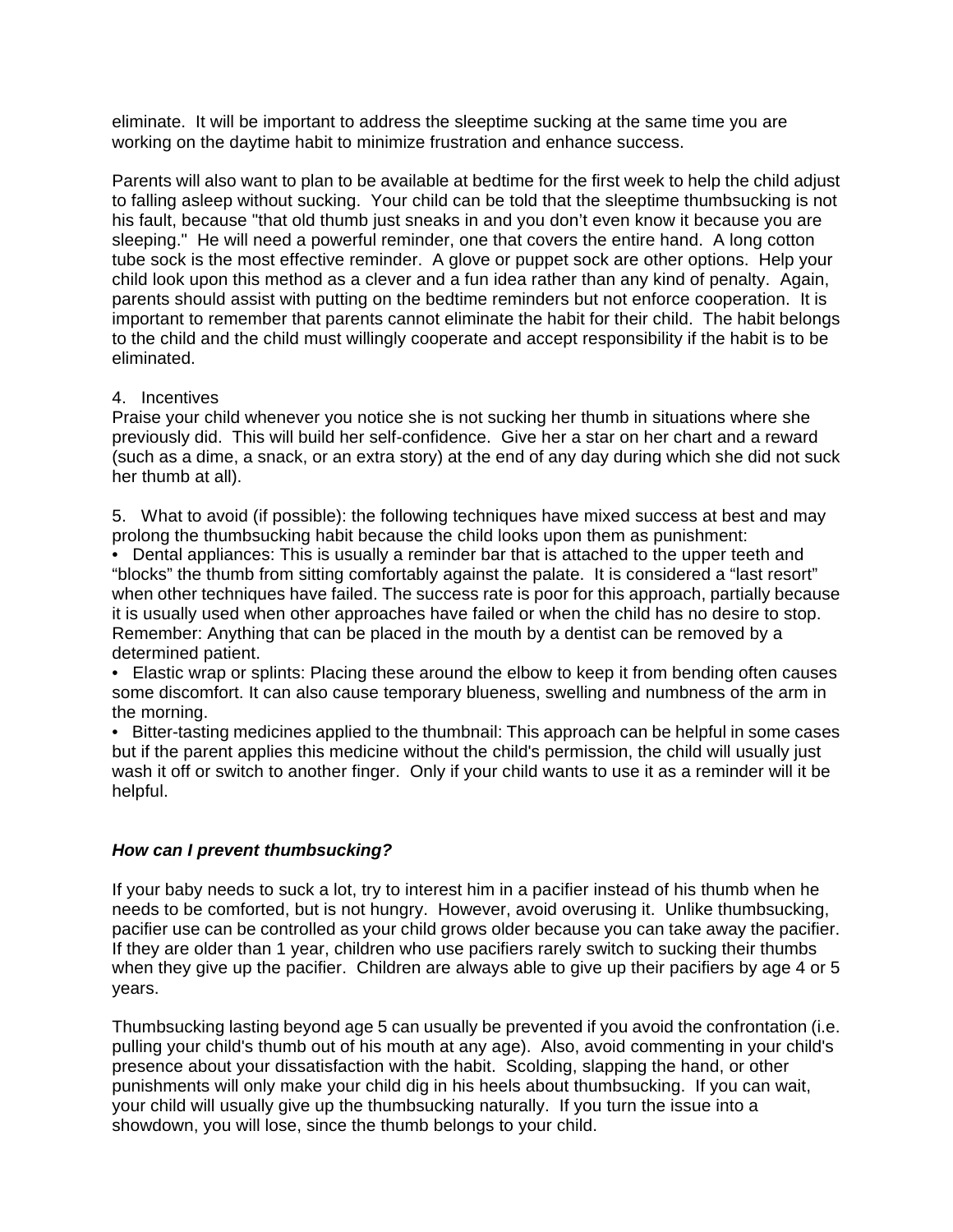eliminate. It will be important to address the sleeptime sucking at the same time you are working on the daytime habit to minimize frustration and enhance success.

Parents will also want to plan to be available at bedtime for the first week to help the child adjust to falling asleep without sucking. Your child can be told that the sleeptime thumbsucking is not his fault, because "that old thumb just sneaks in and you don't even know it because you are sleeping." He will need a powerful reminder, one that covers the entire hand. A long cotton tube sock is the most effective reminder. A glove or puppet sock are other options. Help your child look upon this method as a clever and a fun idea rather than any kind of penalty. Again, parents should assist with putting on the bedtime reminders but not enforce cooperation. It is important to remember that parents cannot eliminate the habit for their child. The habit belongs to the child and the child must willingly cooperate and accept responsibility if the habit is to be eliminated.

4. Incentives

Praise your child whenever you notice she is not sucking her thumb in situations where she previously did. This will build her self-confidence. Give her a star on her chart and a reward (such as a dime, a snack, or an extra story) at the end of any day during which she did not suck her thumb at all).

5. What to avoid (if possible): the following techniques have mixed success at best and may prolong the thumbsucking habit because the child looks upon them as punishment:

- Dental appliances: This is usually a reminder bar that is attached to the upper teeth and "blocks" the thumb from sitting comfortably against the palate. It is considered a "last resort" when other techniques have failed. The success rate is poor for this approach, partially because it is usually used when other approaches have failed or when the child has no desire to stop. Remember: Anything that can be placed in the mouth by a dentist can be removed by a determined patient.
- Elastic wrap or splints: Placing these around the elbow to keep it from bending often causes some discomfort. It can also cause temporary blueness, swelling and numbness of the arm in the morning.
- Bitter-tasting medicines applied to the thumbnail: This approach can be helpful in some cases but if the parent applies this medicine without the child's permission, the child will usually just wash it off or switch to another finger. Only if your child wants to use it as a reminder will it be helpful.

### *How can I prevent thumbsucking?*

If your baby needs to suck a lot, try to interest him in a pacifier instead of his thumb when he needs to be comforted, but is not hungry. However, avoid overusing it. Unlike thumbsucking, pacifier use can be controlled as your child grows older because you can take away the pacifier. If they are older than 1 year, children who use pacifiers rarely switch to sucking their thumbs when they give up the pacifier. Children are always able to give up their pacifiers by age 4 or 5 years.

Thumbsucking lasting beyond age 5 can usually be prevented if you avoid the confrontation (i.e. pulling your child's thumb out of his mouth at any age). Also, avoid commenting in your child's presence about your dissatisfaction with the habit. Scolding, slapping the hand, or other punishments will only make your child dig in his heels about thumbsucking. If you can wait, your child will usually give up the thumbsucking naturally. If you turn the issue into a showdown, you will lose, since the thumb belongs to your child.